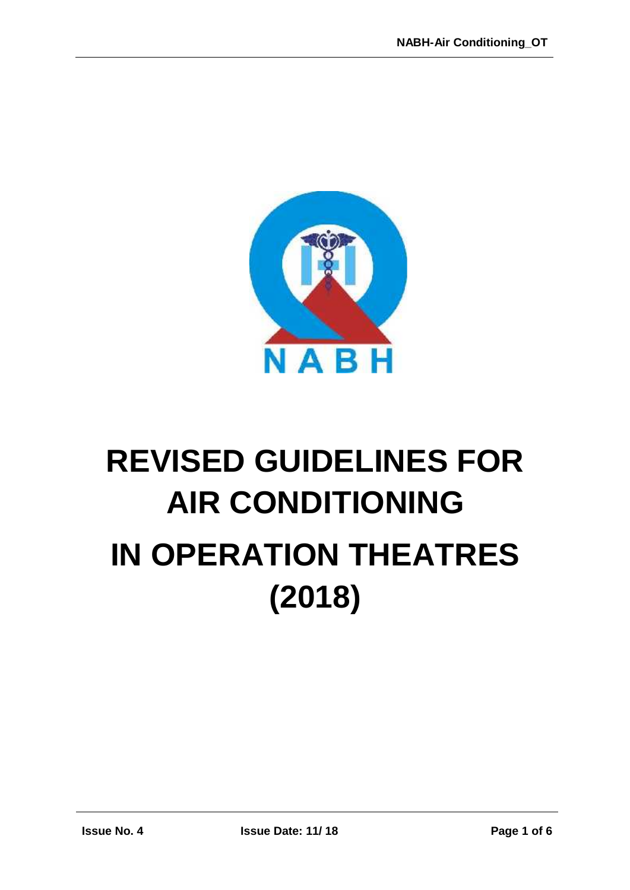# REVISED GUIDELINES FOR AIR CONDITIONING IN OPERATION THEATRES (2018)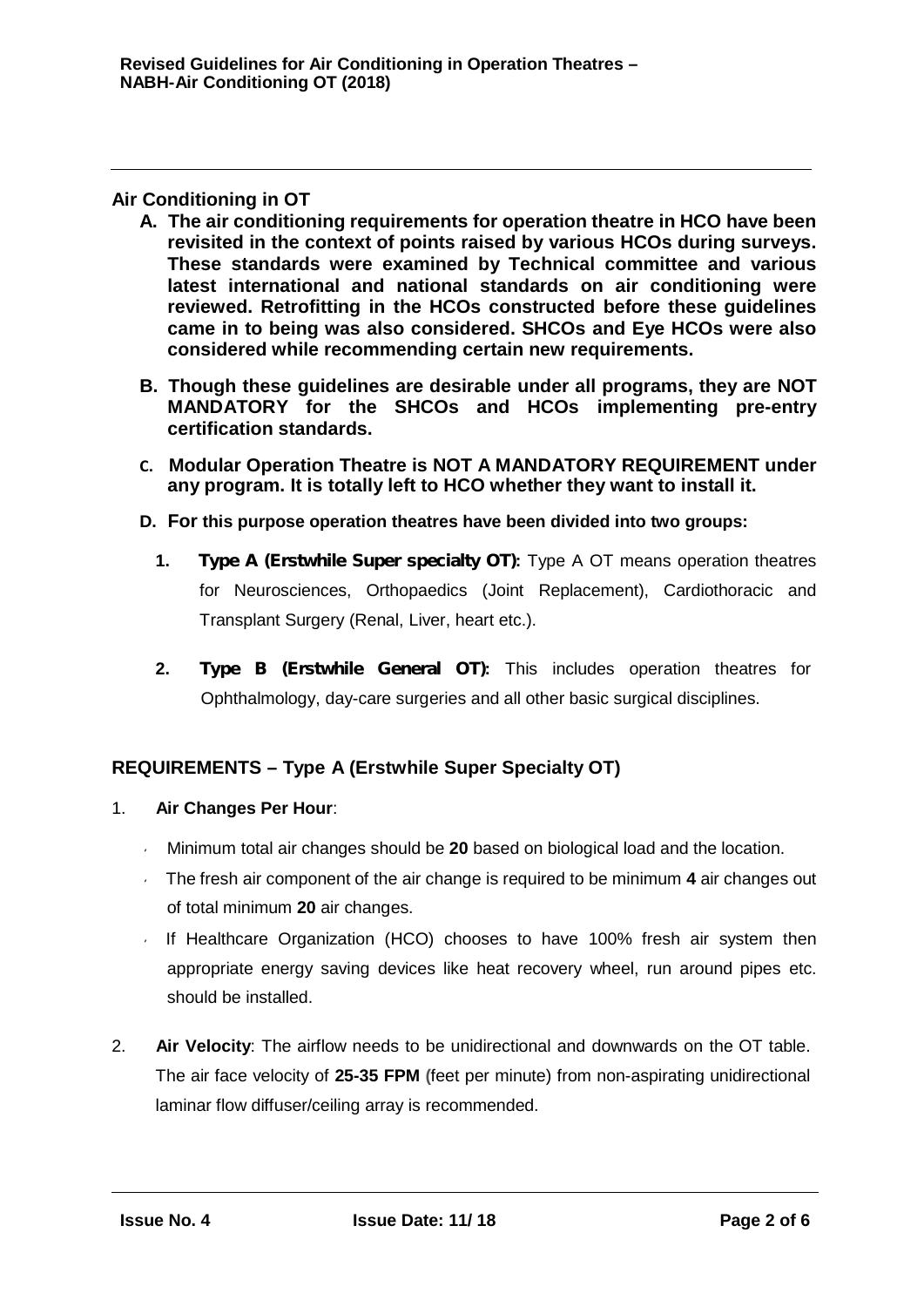## Air Conditioning in OT

A. **The air conditioning requirements for operation theatre in HCO have been revisited in the context of points raised by various HCOs during surveys. These standards were examined by Technical committee and various latest international and national standards on air conditioning were reviewed. Retrofitting in the HCOs constructed before these guidelines came in to being was also considered. SHCOs and Eye HCOs were also considered while recommending certain new requirements.**

B. **Though these guidelines are desirable under all programs, they are NOT MANDATORY for the SHCOs and HCOs implementing pre-entry certification standards.**

C. **Modular Operation Theatre is NOT A MANDATORY REQUIREMENT under any program. It is totally left to HCO whether they want to install it.**

D. **For this purpose operation theatres have been divided into two groups:**

   1. **Type A (Erstwhile Super specialty OT):** Type A OT means operation theatres for Neurosciences, Orthopaedics (Joint Replacement), Cardiothoracic and Transplant Surgery (Renal, Liver, heart etc.).

   2. **Type B (Erstwhile General OT):** This includes operation theatres for Ophthalmology, day-care surgeries and all other basic surgical disciplines.

## REQUIREMENTS – Type A (Erstwhile Super Specialty OT)

1. **Air Changes Per Hour**:
   - Minimum total air changes should be **20** based on biological load and the location.
   - The fresh air component of the air change is required to be minimum **4** air changes out of total minimum **20** air changes.
   - If Healthcare Organization (HCO) chooses to have 100% fresh air system then appropriate energy saving devices like heat recovery wheel, run around pipes etc. should be installed.

2. **Air Velocity**: The airflow needs to be unidirectional and downwards on the OT table. The air face velocity of **25-35 FPM** (feet per minute) from non-aspirating unidirectional laminar flow diffuser/ceiling array is recommended.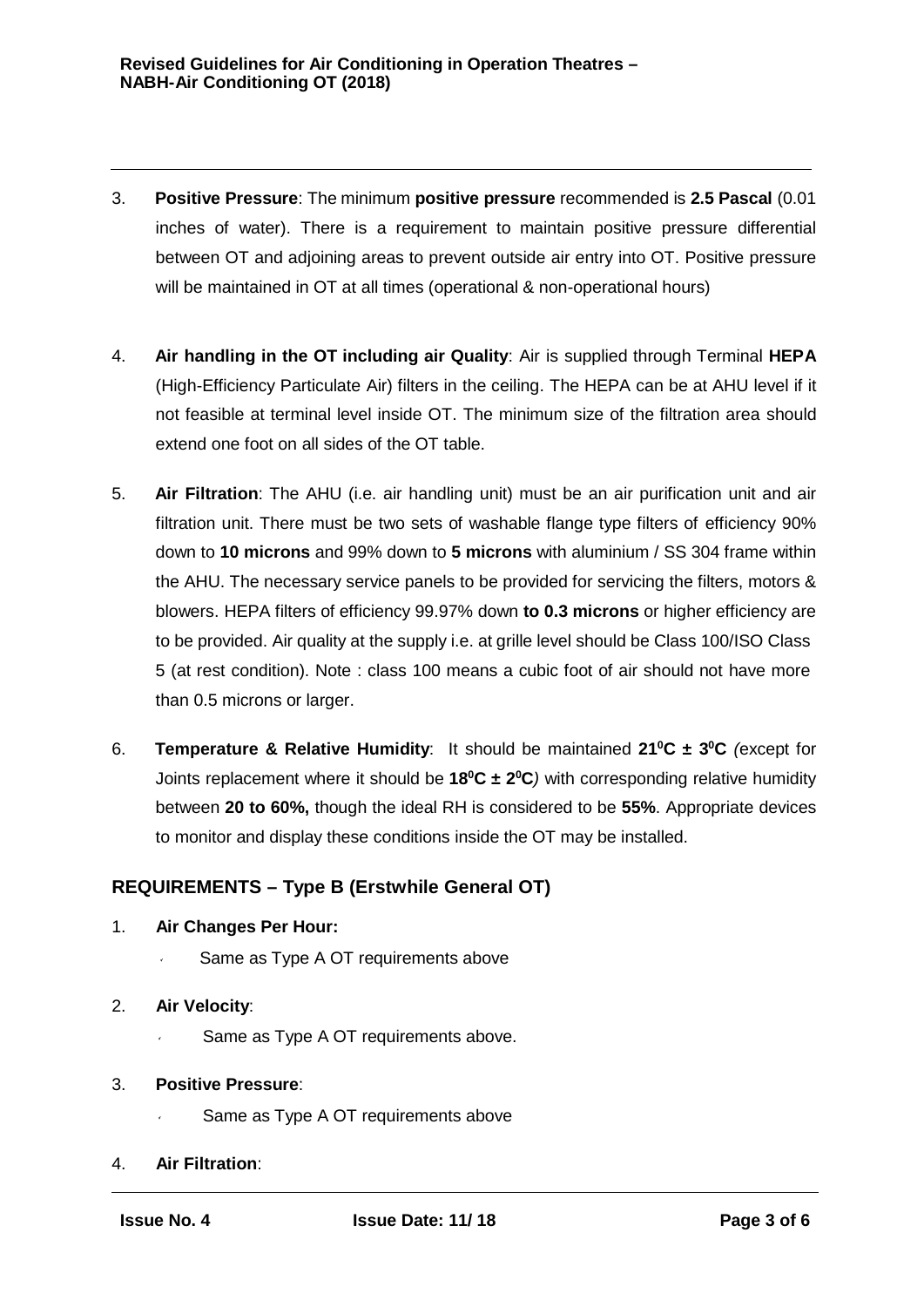3. **Positive Pressure**: The minimum **positive pressure** recommended is **2.5 Pascal** (0.01 inches of water). There is a requirement to maintain positive pressure differential between OT and adjoining areas to prevent outside air entry into OT. Positive pressure will be maintained in OT at all times (operational & non-operational hours)

4. **Air handling in the OT including air Quality**: Air is supplied through Terminal **HEPA** (High-Efficiency Particulate Air) filters in the ceiling. The HEPA can be at AHU level if it not feasible at terminal level inside OT. The minimum size of the filtration area should extend one foot on all sides of the OT table.

5. **Air Filtration**: The AHU (i.e. air handling unit) must be an air purification unit and air filtration unit. There must be two sets of washable flange type filters of efficiency 90% down to **10 microns** and 99% down to **5 microns** with aluminium / SS 304 frame within the AHU. The necessary service panels to be provided for servicing the filters, motors & blowers. HEPA filters of efficiency 99.97% down **to 0.3 microns** or higher efficiency are to be provided. Air quality at the supply i.e. at grille level should be Class 100/ISO Class 5 (at rest condition). Note : class 100 means a cubic foot of air should not have more than 0.5 microns or larger.

6. **Temperature & Relative Humidity**: It should be maintained **$21^0$C ± $3^0$C** *(*except for Joints replacement where it should be **$18^0$C ± $2^0$C***)* with corresponding relative humidity between **20 to 60%,** though the ideal RH is considered to be **55%**. Appropriate devices to monitor and display these conditions inside the OT may be installed.

## REQUIREMENTS – Type B (Erstwhile General OT)

1. **Air Changes Per Hour:**
   - Same as Type A OT requirements above

2. **Air Velocity**:
   - Same as Type A OT requirements above.

3. **Positive Pressure**:
   - Same as Type A OT requirements above

4. **Air Filtration**: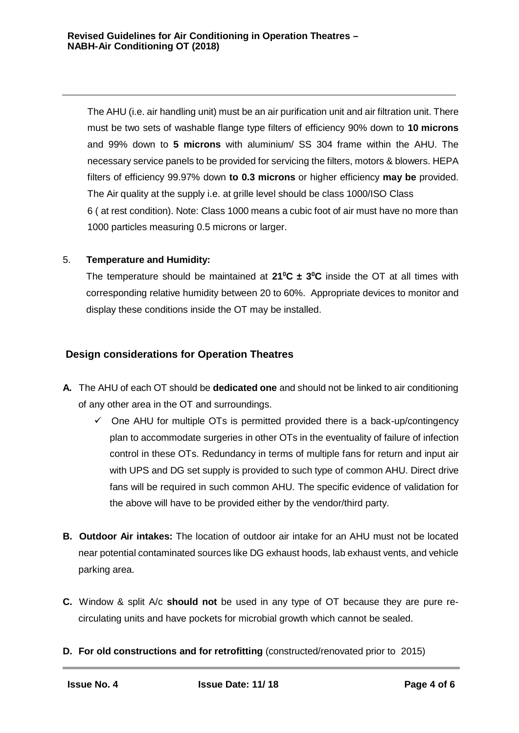The AHU (i.e. air handling unit) must be an air purification unit and air filtration unit. There must be two sets of washable flange type filters of efficiency 90% down to **10 microns** and 99% down to **5 microns** with aluminium/ SS 304 frame within the AHU. The necessary service panels to be provided for servicing the filters, motors & blowers. HEPA filters of efficiency 99.97% down **to 0.3 microns** or higher efficiency **may be** provided. The Air quality at the supply i.e. at grille level should be class 1000/ISO Class 6 ( at rest condition). Note: Class 1000 means a cubic foot of air must have no more than 1000 particles measuring 0.5 microns or larger.

5. **Temperature and Humidity:**

   The temperature should be maintained at **$21^0C \pm 3^0C$** inside the OT at all times with corresponding relative humidity between 20 to 60%. Appropriate devices to monitor and display these conditions inside the OT may be installed.

## Design considerations for Operation Theatres

**A.** The AHU of each OT should be **dedicated one** and should not be linked to air conditioning of any other area in the OT and surroundings.

- ✓ One AHU for multiple OTs is permitted provided there is a back-up/contingency plan to accommodate surgeries in other OTs in the eventuality of failure of infection control in these OTs. Redundancy in terms of multiple fans for return and input air with UPS and DG set supply is provided to such type of common AHU. Direct drive fans will be required in such common AHU. The specific evidence of validation for the above will have to be provided either by the vendor/third party.

**B. Outdoor Air intakes:** The location of outdoor air intake for an AHU must not be located near potential contaminated sources like DG exhaust hoods, lab exhaust vents, and vehicle parking area.

**C.** Window & split A/c **should not** be used in any type of OT because they are pure re-circulating units and have pockets for microbial growth which cannot be sealed.

**D. For old constructions and for retrofitting** (constructed/renovated prior to 2015)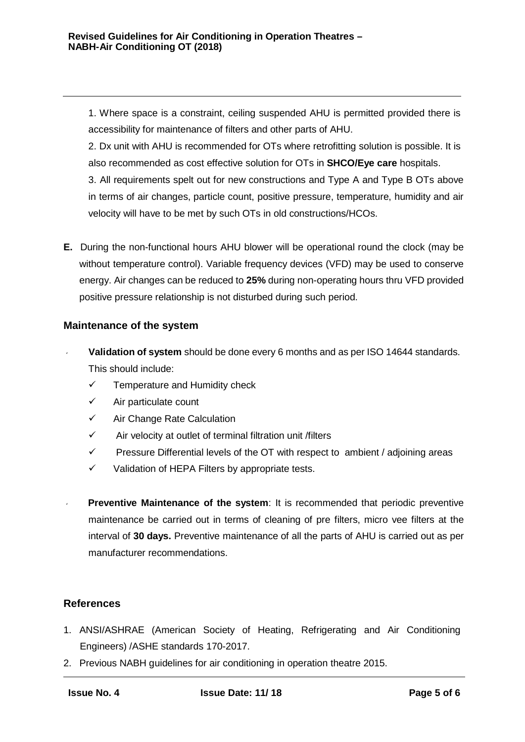1. Where space is a constraint, ceiling suspended AHU is permitted provided there is accessibility for maintenance of filters and other parts of AHU.
2. Dx unit with AHU is recommended for OTs where retrofitting solution is possible. It is also recommended as cost effective solution for OTs in **SHCO/Eye care** hospitals.
3. All requirements spelt out for new constructions and Type A and Type B OTs above in terms of air changes, particle count, positive pressure, temperature, humidity and air velocity will have to be met by such OTs in old constructions/HCOs.

**E.** During the non-functional hours AHU blower will be operational round the clock (may be without temperature control). Variable frequency devices (VFD) may be used to conserve energy. Air changes can be reduced to **25%** during non-operating hours thru VFD provided positive pressure relationship is not disturbed during such period.

## Maintenance of the system

- **Validation of system** should be done every 6 months and as per ISO 14644 standards. This should include:
  - ✓ Temperature and Humidity check
  - ✓ Air particulate count
  - ✓ Air Change Rate Calculation
  - ✓ Air velocity at outlet of terminal filtration unit /filters
  - ✓ Pressure Differential levels of the OT with respect to ambient / adjoining areas
  - ✓ Validation of HEPA Filters by appropriate tests.

- **Preventive Maintenance of the system**: It is recommended that periodic preventive maintenance be carried out in terms of cleaning of pre filters, micro vee filters at the interval of **30 days.** Preventive maintenance of all the parts of AHU is carried out as per manufacturer recommendations.

## References

1. ANSI/ASHRAE (American Society of Heating, Refrigerating and Air Conditioning Engineers) /ASHE standards 170-2017.
2. Previous NABH guidelines for air conditioning in operation theatre 2015.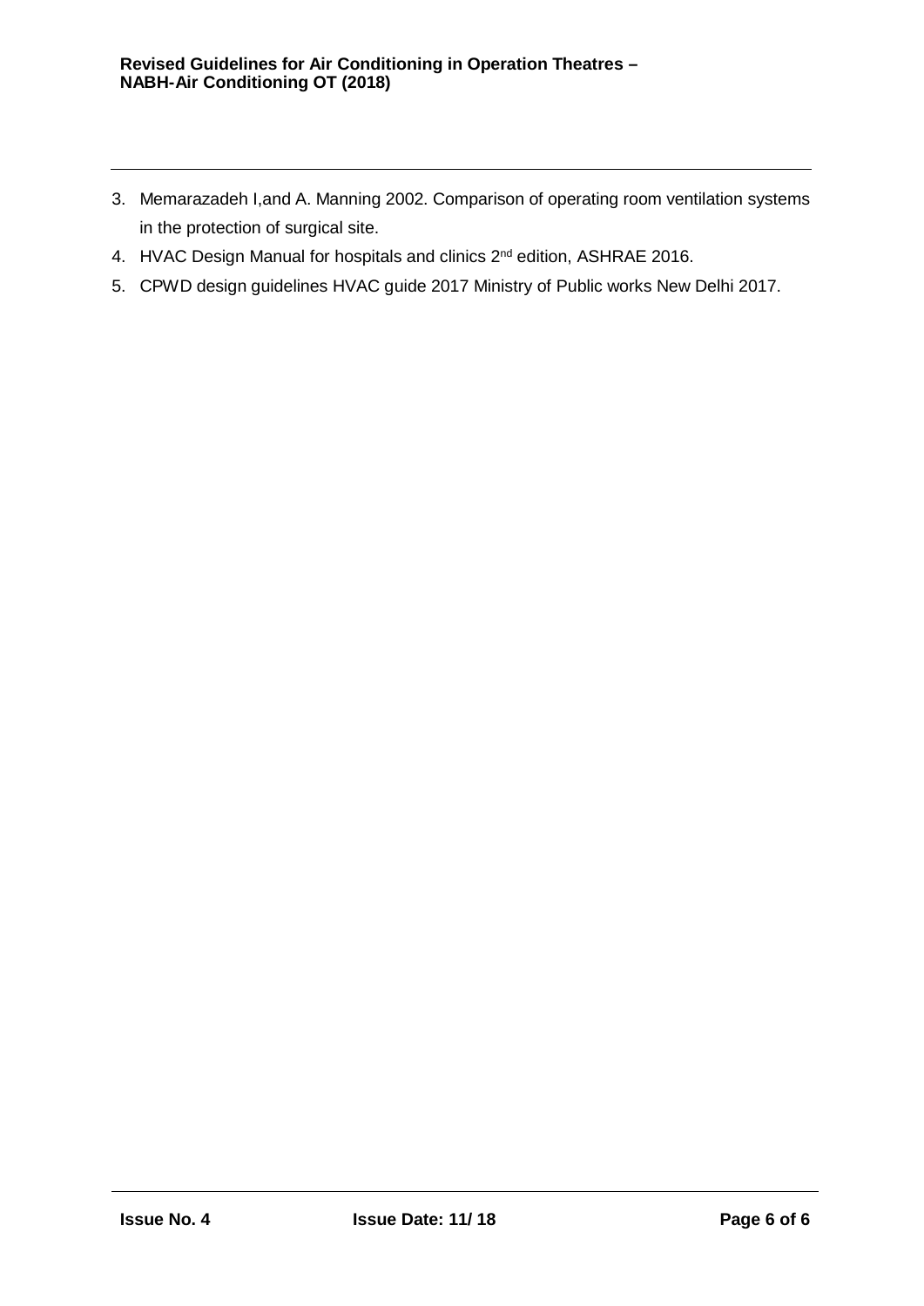3. Memarazadeh I,and A. Manning 2002. Comparison of operating room ventilation systems in the protection of surgical site.
4. HVAC Design Manual for hospitals and clinics 2nd edition, ASHRAE 2016.
5. CPWD design guidelines HVAC guide 2017 Ministry of Public works New Delhi 2017.